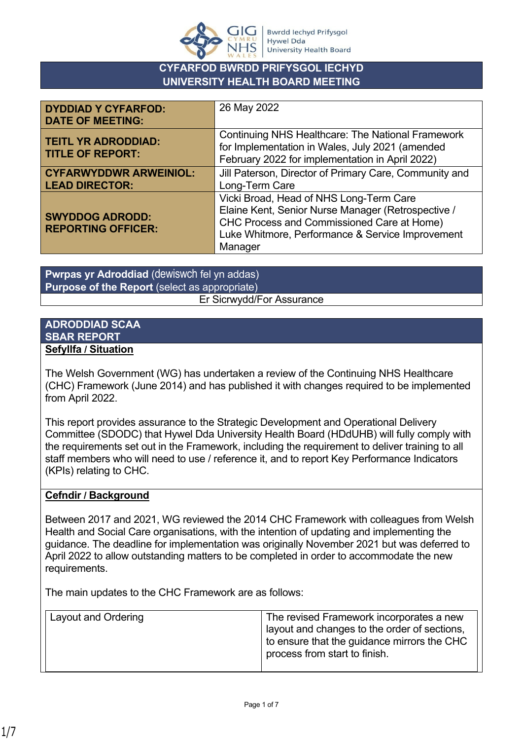Bwrdd Iechyd Prifysgol Hywel Dda University Health Board

# CYFARFOD BWRDD PRIFYSGOL IECHYD
# UNIVERSITY HEALTH BOARD MEETING

| | |
|---|---|
| **DYDDIAD Y CYFARFOD: DATE OF MEETING:** | 26 May 2022 |
| **TEITL YR ADRODDIAD: TITLE OF REPORT:** | Continuing NHS Healthcare: The National Framework for Implementation in Wales, July 2021 (amended February 2022 for implementation in April 2022) |
| **CYFARWYDDWR ARWEINIOL: LEAD DIRECTOR:** | Jill Paterson, Director of Primary Care, Community and Long-Term Care |
| **SWYDDOG ADRODD: REPORTING OFFICER:** | Vicki Broad, Head of NHS Long-Term Care<br>Elaine Kent, Senior Nurse Manager (Retrospective / CHC Process and Commissioned Care at Home)<br>Luke Whitmore, Performance & Service Improvement Manager |

**Pwrpas yr Adroddiad** (dewiswch fel yn addas)
**Purpose of the Report** (select as appropriate)

Er Sicrwydd/For Assurance

## ADRODDIAD SCAA
## SBAR REPORT

**Sefyllfa / Situation**

The Welsh Government (WG) has undertaken a review of the Continuing NHS Healthcare (CHC) Framework (June 2014) and has published it with changes required to be implemented from April 2022.

This report provides assurance to the Strategic Development and Operational Delivery Committee (SDODC) that Hywel Dda University Health Board (HDdUHB) will fully comply with the requirements set out in the Framework, including the requirement to deliver training to all staff members who will need to use / reference it, and to report Key Performance Indicators (KPIs) relating to CHC.

**Cefndir / Background**

Between 2017 and 2021, WG reviewed the 2014 CHC Framework with colleagues from Welsh Health and Social Care organisations, with the intention of updating and implementing the guidance. The deadline for implementation was originally November 2021 but was deferred to April 2022 to allow outstanding matters to be completed in order to accommodate the new requirements.

The main updates to the CHC Framework are as follows:

| | |
|---|---|
| Layout and Ordering | The revised Framework incorporates a new layout and changes to the order of sections, to ensure that the guidance mirrors the CHC process from start to finish. |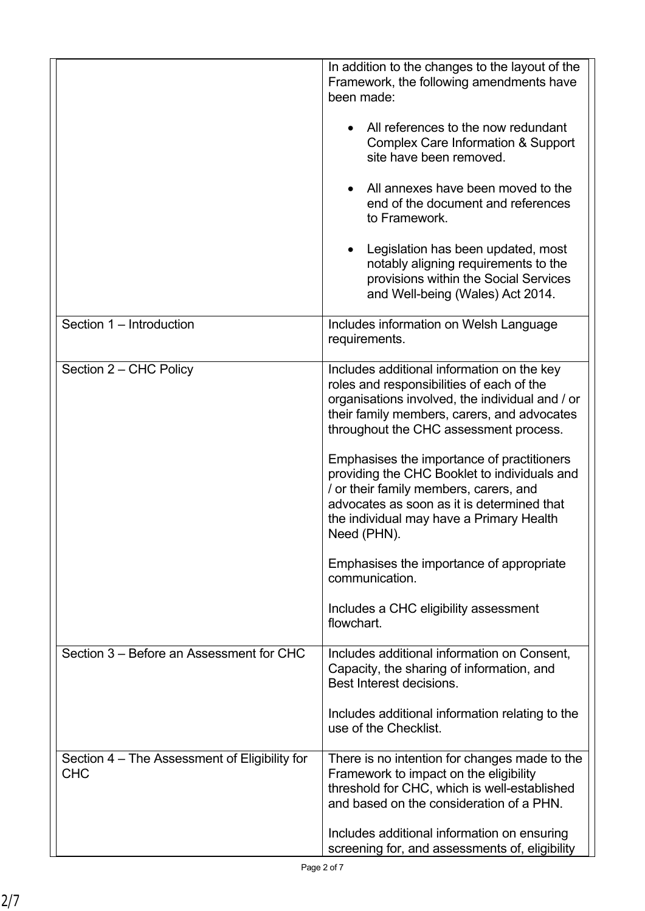| | |
|---|---|
| | In addition to the changes to the layout of the Framework, the following amendments have been made:<br><br>• All references to the now redundant Complex Care Information & Support site have been removed.<br><br>• All annexes have been moved to the end of the document and references to Framework.<br><br>• Legislation has been updated, most notably aligning requirements to the provisions within the Social Services and Well-being (Wales) Act 2014. |
| Section 1 – Introduction | Includes information on Welsh Language requirements. |
| Section 2 – CHC Policy | Includes additional information on the key roles and responsibilities of each of the organisations involved, the individual and / or their family members, carers, and advocates throughout the CHC assessment process.<br><br>Emphasises the importance of practitioners providing the CHC Booklet to individuals and / or their family members, carers, and advocates as soon as it is determined that the individual may have a Primary Health Need (PHN).<br><br>Emphasises the importance of appropriate communication.<br><br>Includes a CHC eligibility assessment flowchart. |
| Section 3 – Before an Assessment for CHC | Includes additional information on Consent, Capacity, the sharing of information, and Best Interest decisions.<br><br>Includes additional information relating to the use of the Checklist. |
| Section 4 – The Assessment of Eligibility for CHC | There is no intention for changes made to the Framework to impact on the eligibility threshold for CHC, which is well-established and based on the consideration of a PHN.<br><br>Includes additional information on ensuring screening for, and assessments of, eligibility |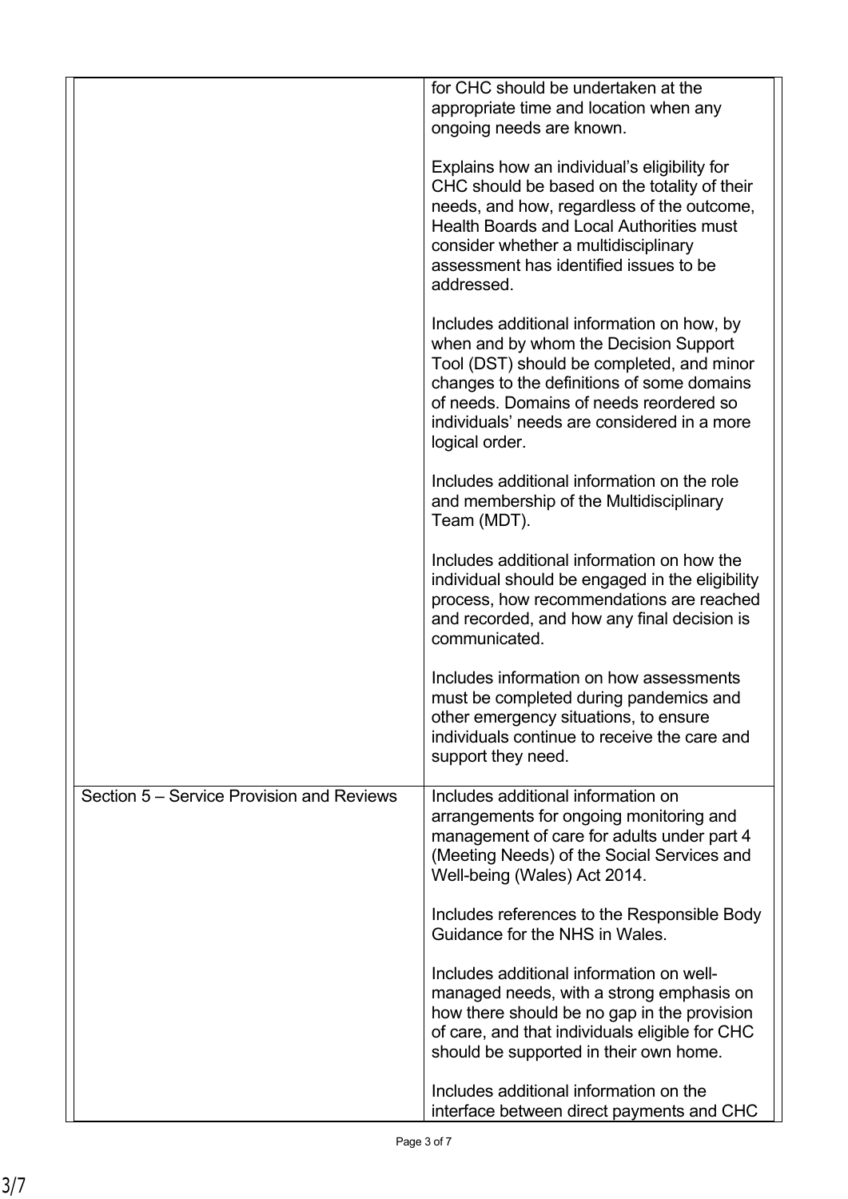| | |
|---|---|
| | for CHC should be undertaken at the appropriate time and location when any ongoing needs are known.<br><br>Explains how an individual's eligibility for CHC should be based on the totality of their needs, and how, regardless of the outcome, Health Boards and Local Authorities must consider whether a multidisciplinary assessment has identified issues to be addressed.<br><br>Includes additional information on how, by when and by whom the Decision Support Tool (DST) should be completed, and minor changes to the definitions of some domains of needs. Domains of needs reordered so individuals' needs are considered in a more logical order.<br><br>Includes additional information on the role and membership of the Multidisciplinary Team (MDT).<br><br>Includes additional information on how the individual should be engaged in the eligibility process, how recommendations are reached and recorded, and how any final decision is communicated.<br><br>Includes information on how assessments must be completed during pandemics and other emergency situations, to ensure individuals continue to receive the care and support they need. |
| Section 5 – Service Provision and Reviews | Includes additional information on arrangements for ongoing monitoring and management of care for adults under part 4 (Meeting Needs) of the Social Services and Well-being (Wales) Act 2014.<br><br>Includes references to the Responsible Body Guidance for the NHS in Wales.<br><br>Includes additional information on well-managed needs, with a strong emphasis on how there should be no gap in the provision of care, and that individuals eligible for CHC should be supported in their own home.<br><br>Includes additional information on the interface between direct payments and CHC |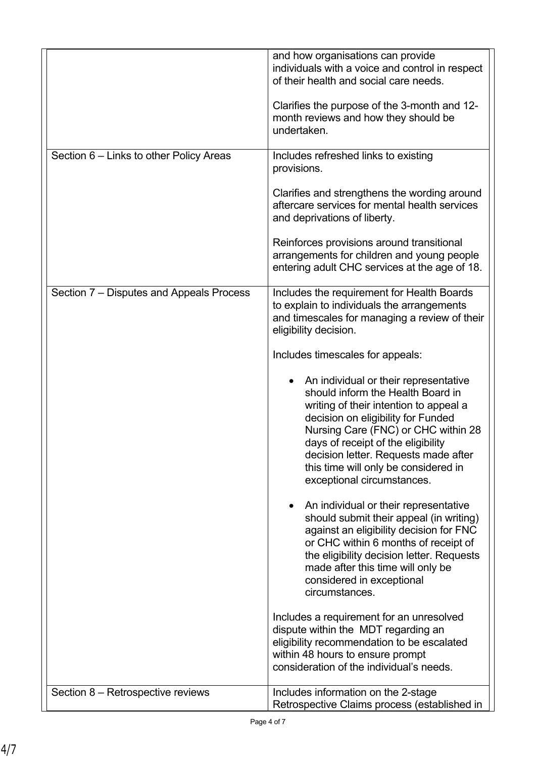| | |
|---|---|
| | and how organisations can provide individuals with a voice and control in respect of their health and social care needs.<br><br>Clarifies the purpose of the 3-month and 12-month reviews and how they should be undertaken. |
| Section 6 – Links to other Policy Areas | Includes refreshed links to existing provisions.<br><br>Clarifies and strengthens the wording around aftercare services for mental health services and deprivations of liberty.<br><br>Reinforces provisions around transitional arrangements for children and young people entering adult CHC services at the age of 18. |
| Section 7 – Disputes and Appeals Process | Includes the requirement for Health Boards to explain to individuals the arrangements and timescales for managing a review of their eligibility decision.<br><br>Includes timescales for appeals:<br><br>• An individual or their representative should inform the Health Board in writing of their intention to appeal a decision on eligibility for Funded Nursing Care (FNC) or CHC within 28 days of receipt of the eligibility decision letter. Requests made after this time will only be considered in exceptional circumstances.<br><br>• An individual or their representative should submit their appeal (in writing) against an eligibility decision for FNC or CHC within 6 months of receipt of the eligibility decision letter. Requests made after this time will only be considered in exceptional circumstances.<br><br>Includes a requirement for an unresolved dispute within the MDT regarding an eligibility recommendation to be escalated within 48 hours to ensure prompt consideration of the individual's needs. |
| Section 8 – Retrospective reviews | Includes information on the 2-stage Retrospective Claims process (established in |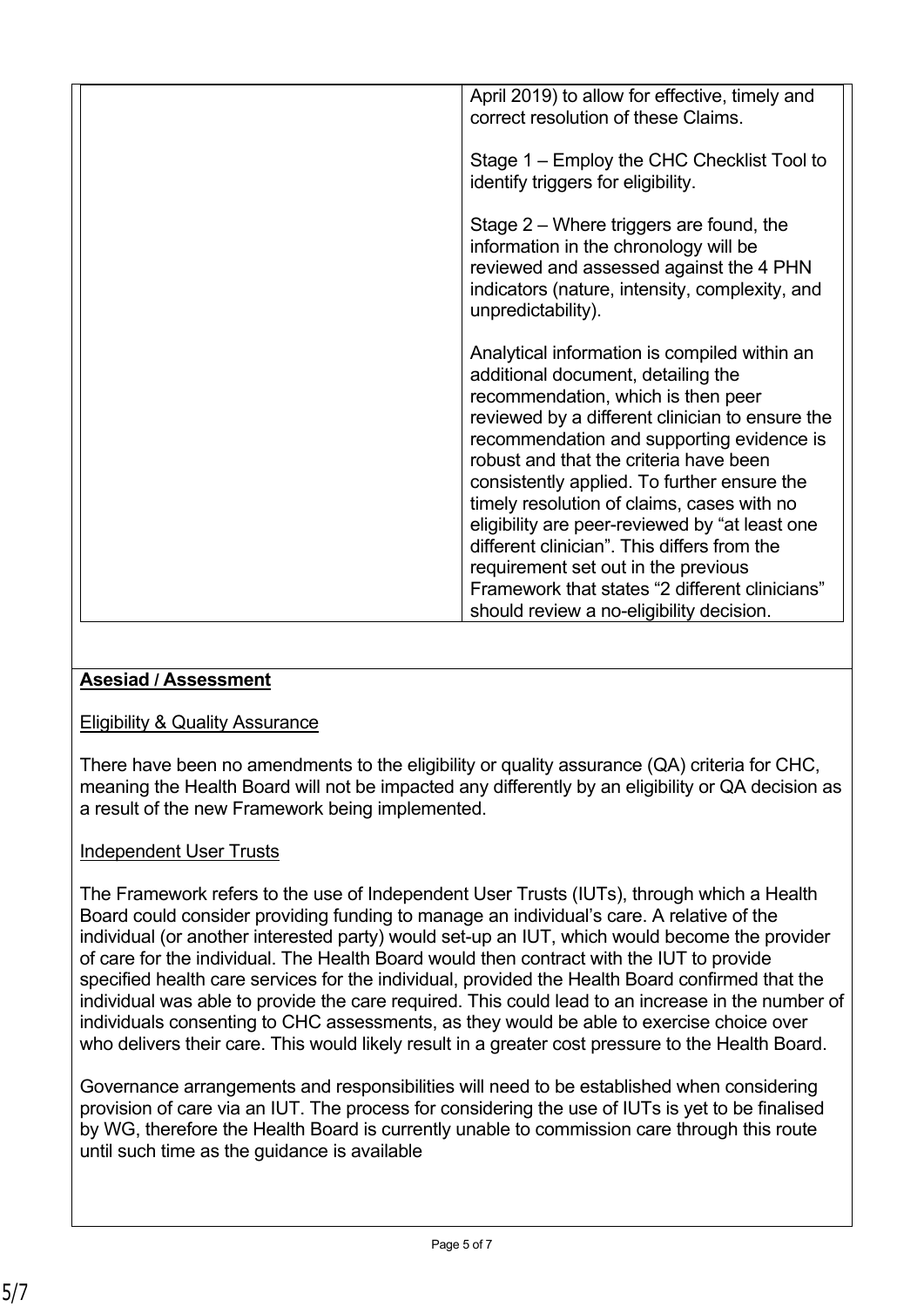| | April 2019) to allow for effective, timely and correct resolution of these Claims.<br><br>Stage 1 – Employ the CHC Checklist Tool to identify triggers for eligibility.<br><br>Stage 2 – Where triggers are found, the information in the chronology will be reviewed and assessed against the 4 PHN indicators (nature, intensity, complexity, and unpredictability).<br><br>Analytical information is compiled within an additional document, detailing the recommendation, which is then peer reviewed by a different clinician to ensure the recommendation and supporting evidence is robust and that the criteria have been consistently applied. To further ensure the timely resolution of claims, cases with no eligibility are peer-reviewed by "at least one different clinician". This differs from the requirement set out in the previous Framework that states "2 different clinicians" should review a no-eligibility decision. |
|---|---|

**Asesiad / Assessment**

Eligibility & Quality Assurance

There have been no amendments to the eligibility or quality assurance (QA) criteria for CHC, meaning the Health Board will not be impacted any differently by an eligibility or QA decision as a result of the new Framework being implemented.

Independent User Trusts

The Framework refers to the use of Independent User Trusts (IUTs), through which a Health Board could consider providing funding to manage an individual's care. A relative of the individual (or another interested party) would set-up an IUT, which would become the provider of care for the individual. The Health Board would then contract with the IUT to provide specified health care services for the individual, provided the Health Board confirmed that the individual was able to provide the care required. This could lead to an increase in the number of individuals consenting to CHC assessments, as they would be able to exercise choice over who delivers their care. This would likely result in a greater cost pressure to the Health Board.

Governance arrangements and responsibilities will need to be established when considering provision of care via an IUT. The process for considering the use of IUTs is yet to be finalised by WG, therefore the Health Board is currently unable to commission care through this route until such time as the guidance is available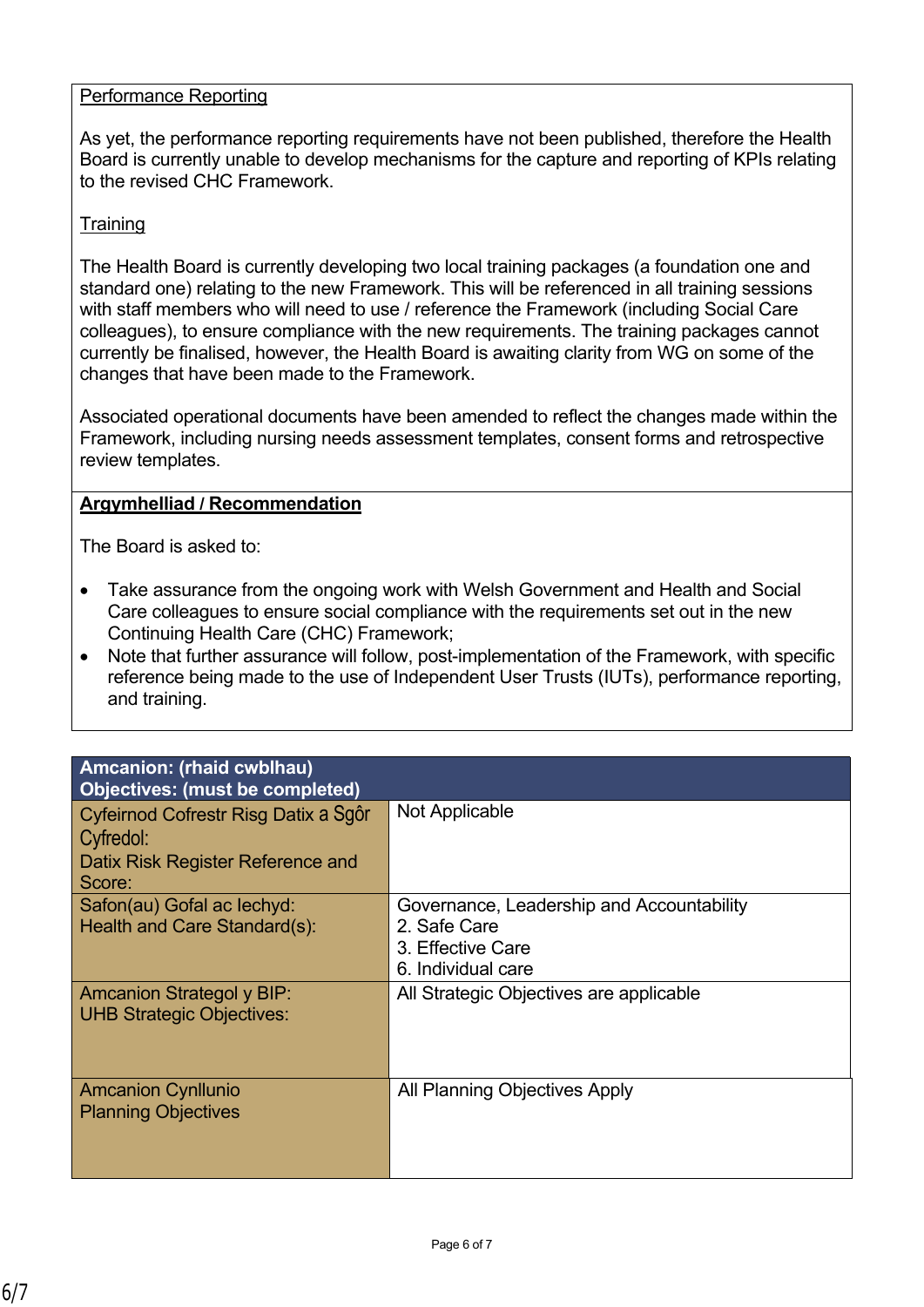Performance Reporting

As yet, the performance reporting requirements have not been published, therefore the Health Board is currently unable to develop mechanisms for the capture and reporting of KPIs relating to the revised CHC Framework.

Training

The Health Board is currently developing two local training packages (a foundation one and standard one) relating to the new Framework. This will be referenced in all training sessions with staff members who will need to use / reference the Framework (including Social Care colleagues), to ensure compliance with the new requirements. The training packages cannot currently be finalised, however, the Health Board is awaiting clarity from WG on some of the changes that have been made to the Framework.

Associated operational documents have been amended to reflect the changes made within the Framework, including nursing needs assessment templates, consent forms and retrospective review templates.

**Argymhelliad / Recommendation**

The Board is asked to:

- Take assurance from the ongoing work with Welsh Government and Health and Social Care colleagues to ensure social compliance with the requirements set out in the new Continuing Health Care (CHC) Framework;
- Note that further assurance will follow, post-implementation of the Framework, with specific reference being made to the use of Independent User Trusts (IUTs), performance reporting, and training.

| **Amcanion: (rhaid cwblhau)<br>Objectives: (must be completed)** | |
|---|---|
| Cyfeirnod Cofrestr Risg Datix a Sgôr Cyfredol:<br>Datix Risk Register Reference and Score: | Not Applicable |
| Safon(au) Gofal ac Iechyd:<br>Health and Care Standard(s): | Governance, Leadership and Accountability<br>2. Safe Care<br>3. Effective Care<br>6. Individual care |
| Amcanion Strategol y BIP:<br>UHB Strategic Objectives: | All Strategic Objectives are applicable |
| Amcanion Cynllunio<br>Planning Objectives | All Planning Objectives Apply |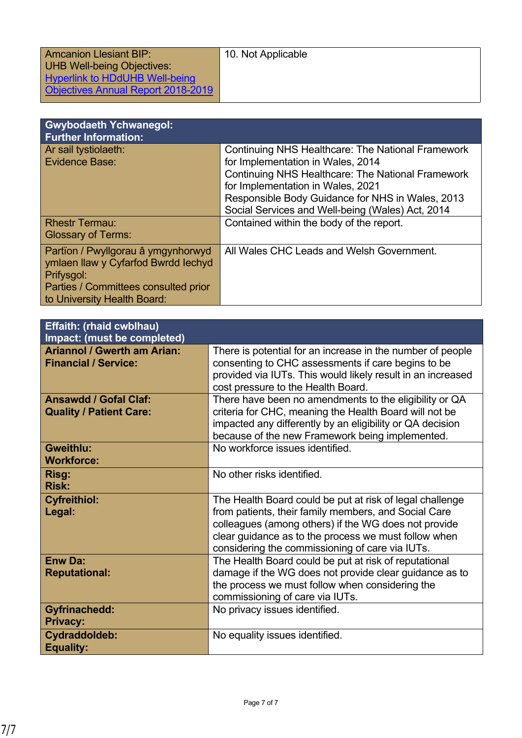| | |
|---|---|
| Amcanion Llesiant BIP:<br>UHB Well-being Objectives:<br>[Hyperlink to HDdUHB Well-being Objectives Annual Report 2018-2019]() | 10. Not Applicable |

| **Gwybodaeth Ychwanegol:<br>Further Information:** | |
|---|---|
| Ar sail tystiolaeth:<br>Evidence Base: | Continuing NHS Healthcare: The National Framework for Implementation in Wales, 2014<br>Continuing NHS Healthcare: The National Framework for Implementation in Wales, 2021<br>Responsible Body Guidance for NHS in Wales, 2013<br>Social Services and Well-being (Wales) Act, 2014 |
| Rhestr Termau:<br>Glossary of Terms: | Contained within the body of the report. |
| Partïon / Pwyllgorau â ymgynhorwyd ymlaen llaw y Cyfarfod Bwrdd Iechyd Prifysgol:<br>Parties / Committees consulted prior to University Health Board: | All Wales CHC Leads and Welsh Government. |

| **Effaith: (rhaid cwblhau)<br>Impact: (must be completed)** | |
|---|---|
| **Ariannol / Gwerth am Arian:<br>Financial / Service:** | There is potential for an increase in the number of people consenting to CHC assessments if care begins to be provided via IUTs. This would likely result in an increased cost pressure to the Health Board. |
| **Ansawdd / Gofal Claf:<br>Quality / Patient Care:** | There have been no amendments to the eligibility or QA criteria for CHC, meaning the Health Board will not be impacted any differently by an eligibility or QA decision because of the new Framework being implemented. |
| **Gweithlu:<br>Workforce:** | No workforce issues identified. |
| **Risg:<br>Risk:** | No other risks identified. |
| **Cyfreithiol:<br>Legal:** | The Health Board could be put at risk of legal challenge from patients, their family members, and Social Care colleagues (among others) if the WG does not provide clear guidance as to the process we must follow when considering the commissioning of care via IUTs. |
| **Enw Da:<br>Reputational:** | The Health Board could be put at risk of reputational damage if the WG does not provide clear guidance as to the process we must follow when considering the commissioning of care via IUTs. |
| **Gyfrinachedd:<br>Privacy:** | No privacy issues identified. |
| **Cydraddoldeb:<br>Equality:** | No equality issues identified. |